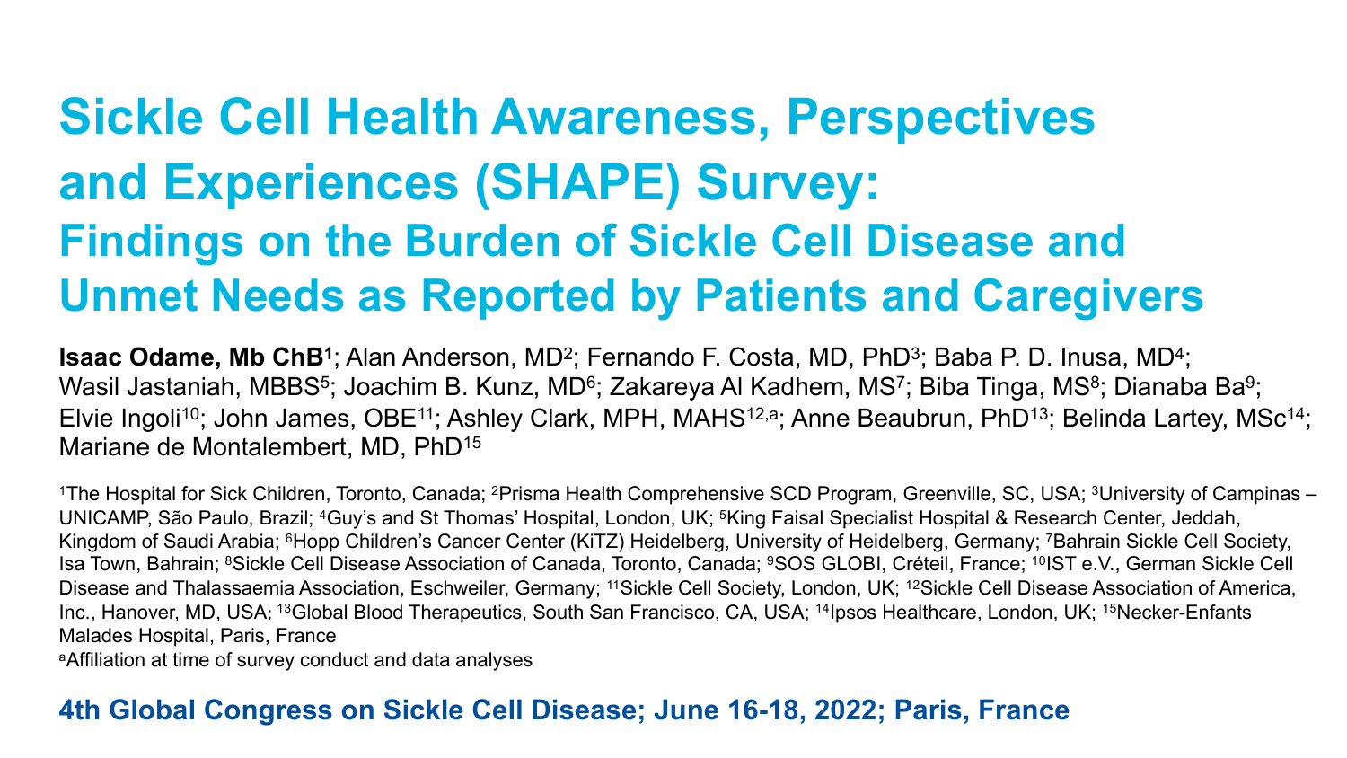# Sickle Cell Health Awareness, Perspectives and Experiences (SHAPE) Survey:

## Findings on the Burden of Sickle Cell Disease and Unmet Needs as Reported by Patients and Caregivers

**Isaac Odame, Mb ChB**[1]; Alan Anderson, MD[2]; Fernando F. Costa, MD, PhD[3]; Baba P. D. Inusa, MD[4]; Wasil Jastaniah, MBBS[5]; Joachim B. Kunz, MD[6]; Zakareya Al Kadhem, MS[7]; Biba Tinga, MS[8]; Dianaba Ba[9]; Elvie Ingoli[10]; John James, OBE[11]; Ashley Clark, MPH, MAHS[12,a]; Anne Beaubrun, PhD[13]; Belinda Lartey, MSc[14]; Mariane de Montalembert, MD, PhD[15]

[1]The Hospital for Sick Children, Toronto, Canada; [2]Prisma Health Comprehensive SCD Program, Greenville, SC, USA; [3]University of Campinas – UNICAMP, São Paulo, Brazil; [4]Guy's and St Thomas' Hospital, London, UK; [5]King Faisal Specialist Hospital & Research Center, Jeddah, Kingdom of Saudi Arabia; [6]Hopp Children's Cancer Center (KiTZ) Heidelberg, University of Heidelberg, Germany; [7]Bahrain Sickle Cell Society, Isa Town, Bahrain; [8]Sickle Cell Disease Association of Canada, Toronto, Canada; [9]SOS GLOBI, Créteil, France; [10]IST e.V., German Sickle Cell Disease and Thalassaemia Association, Eschweiler, Germany; [11]Sickle Cell Society, London, UK; [12]Sickle Cell Disease Association of America, Inc., Hanover, MD, USA; [13]Global Blood Therapeutics, South San Francisco, CA, USA; [14]Ipsos Healthcare, London, UK; [15]Necker-Enfants Malades Hospital, Paris, France

[a]Affiliation at time of survey conduct and data analyses

**4th Global Congress on Sickle Cell Disease; June 16-18, 2022; Paris, France**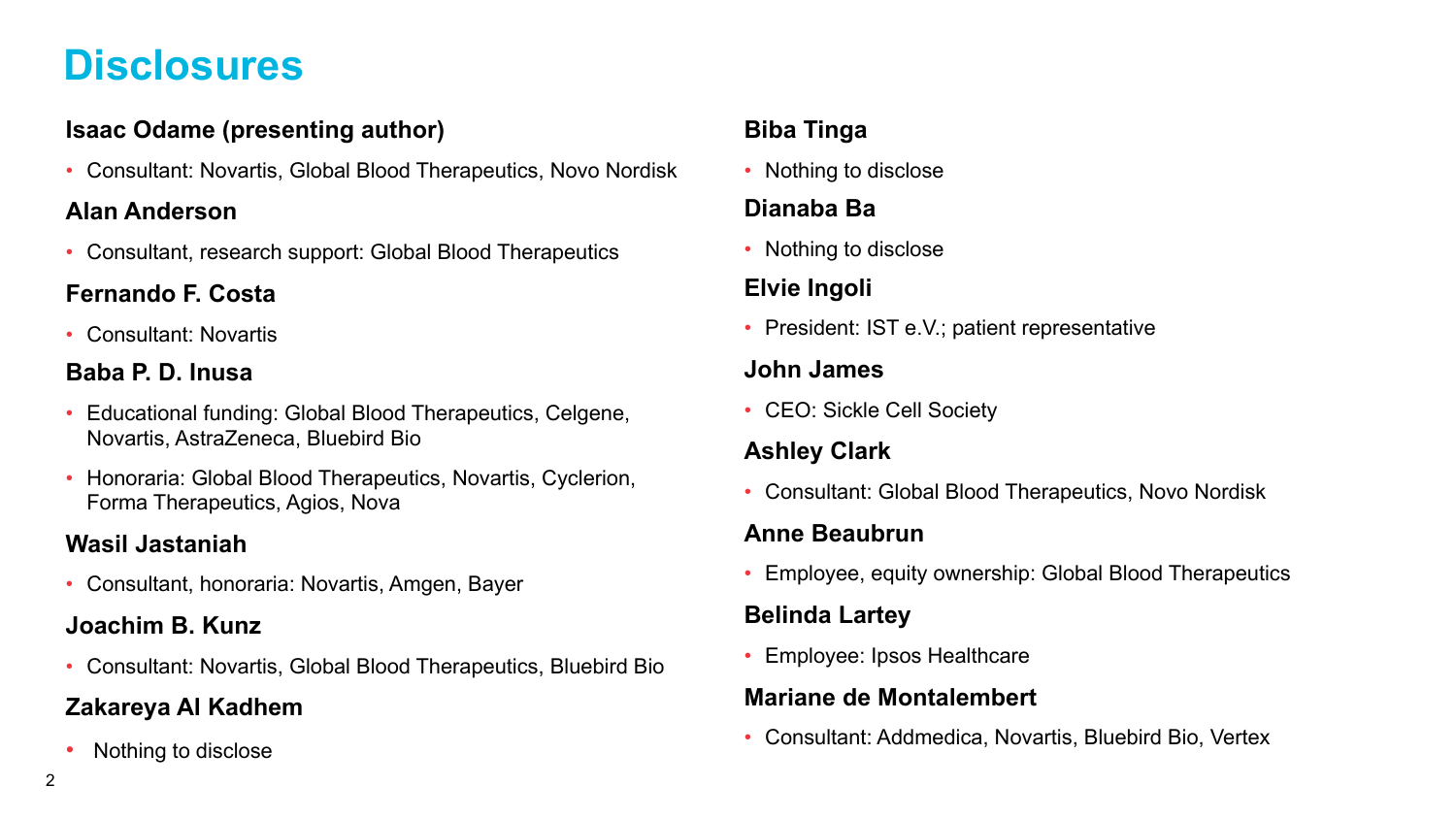# Disclosures

**Isaac Odame (presenting author)**

- Consultant: Novartis, Global Blood Therapeutics, Novo Nordisk

**Alan Anderson**

- Consultant, research support: Global Blood Therapeutics

**Fernando F. Costa**

- Consultant: Novartis

**Baba P. D. Inusa**

- Educational funding: Global Blood Therapeutics, Celgene, Novartis, AstraZeneca, Bluebird Bio
- Honoraria: Global Blood Therapeutics, Novartis, Cyclerion, Forma Therapeutics, Agios, Nova

**Wasil Jastaniah**

- Consultant, honoraria: Novartis, Amgen, Bayer

**Joachim B. Kunz**

- Consultant: Novartis, Global Blood Therapeutics, Bluebird Bio

**Zakareya Al Kadhem**

- Nothing to disclose

**Biba Tinga**

- Nothing to disclose

**Dianaba Ba**

- Nothing to disclose

**Elvie Ingoli**

- President: IST e.V.; patient representative

**John James**

- CEO: Sickle Cell Society

**Ashley Clark**

- Consultant: Global Blood Therapeutics, Novo Nordisk

**Anne Beaubrun**

- Employee, equity ownership: Global Blood Therapeutics

**Belinda Lartey**

- Employee: Ipsos Healthcare

**Mariane de Montalembert**

- Consultant: Addmedica, Novartis, Bluebird Bio, Vertex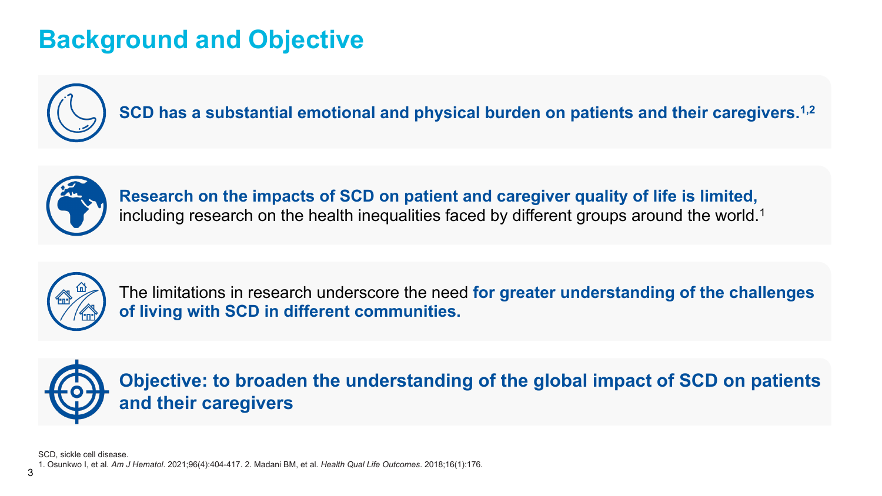# Background and Objective

**SCD has a substantial emotional and physical burden on patients and their caregivers.**[1,2]

**Research on the impacts of SCD on patient and caregiver quality of life is limited,** including research on the health inequalities faced by different groups around the world.[1]

The limitations in research underscore the need **for greater understanding of the challenges of living with SCD in different communities.**

**Objective: to broaden the understanding of the global impact of SCD on patients and their caregivers**

SCD, sickle cell disease.

1. Osunkwo I, et al. *Am J Hematol*. 2021;96(4):404-417. 2. Madani BM, et al. *Health Qual Life Outcomes*. 2018;16(1):176.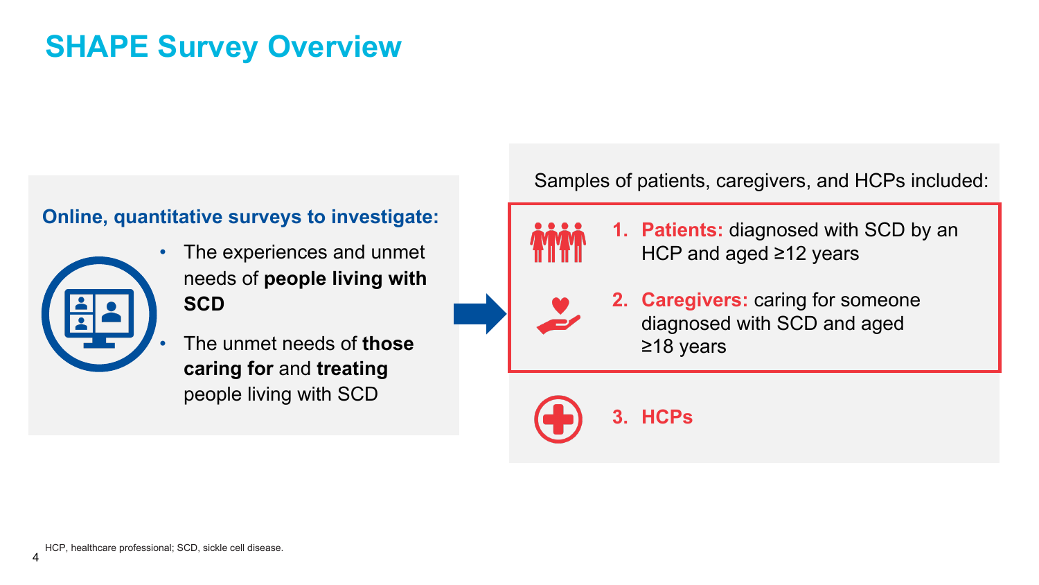# SHAPE Survey Overview

**Online, quantitative surveys to investigate:**

- The experiences and unmet needs of **people living with SCD**
- The unmet needs of **those caring for** and **treating** people living with SCD

Samples of patients, caregivers, and HCPs included:

1. **Patients:** diagnosed with SCD by an HCP and aged ≥12 years
2. **Caregivers:** caring for someone diagnosed with SCD and aged ≥18 years
3. **HCPs**

HCP, healthcare professional; SCD, sickle cell disease.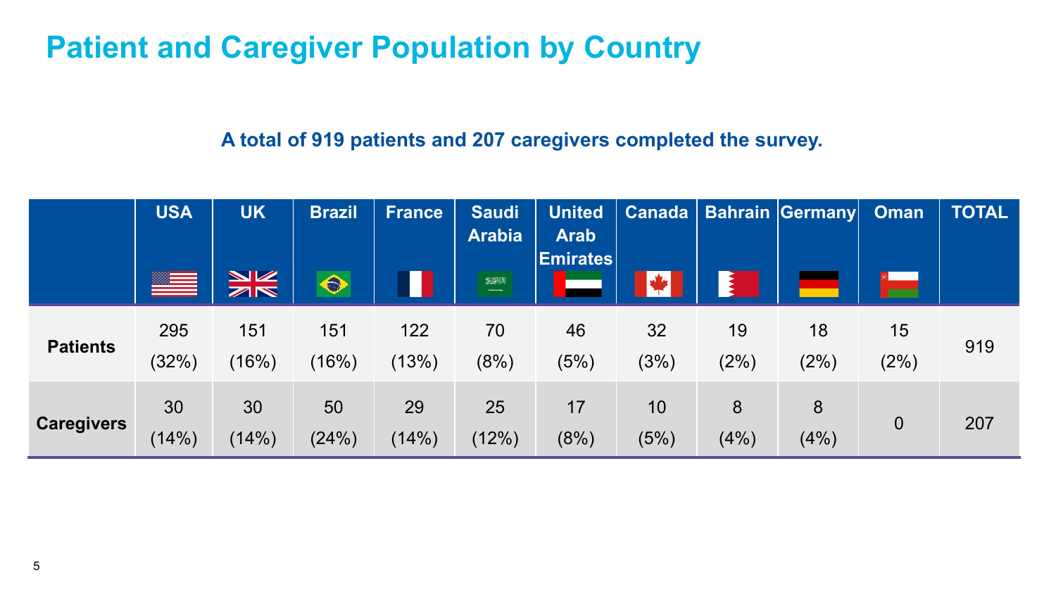# Patient and Caregiver Population by Country

**A total of 919 patients and 207 caregivers completed the survey.**

| | USA | UK | Brazil | France | Saudi Arabia | United Arab Emirates | Canada | Bahrain | Germany | Oman | TOTAL |
|---|---|---|---|---|---|---|---|---|---|---|---|
| **Patients** | 295 (32%) | 151 (16%) | 151 (16%) | 122 (13%) | 70 (8%) | 46 (5%) | 32 (3%) | 19 (2%) | 18 (2%) | 15 (2%) | 919 |
| **Caregivers** | 30 (14%) | 30 (14%) | 50 (24%) | 29 (14%) | 25 (12%) | 17 (8%) | 10 (5%) | 8 (4%) | 8 (4%) | 0 | 207 |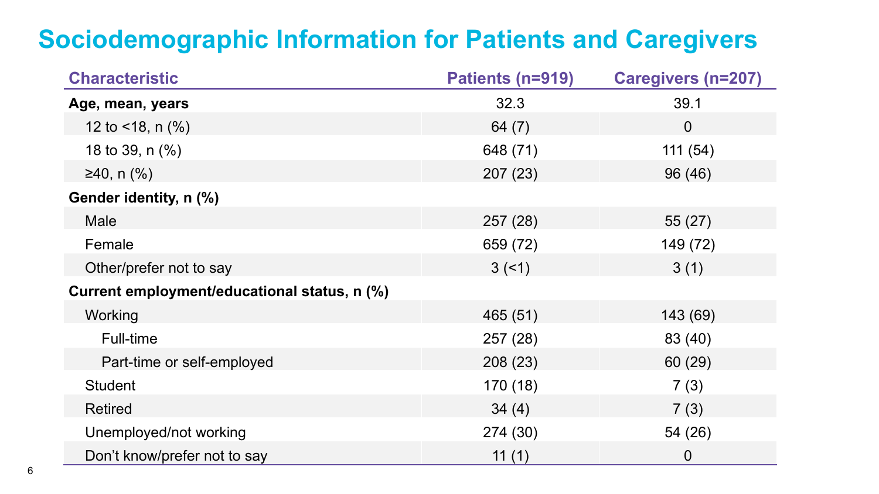# Sociodemographic Information for Patients and Caregivers

| Characteristic | Patients (n=919) | Caregivers (n=207) |
|---|---|---|
| **Age, mean, years** | 32.3 | 39.1 |
| 12 to <18, n (%) | 64 (7) | 0 |
| 18 to 39, n (%) | 648 (71) | 111 (54) |
| ≥40, n (%) | 207 (23) | 96 (46) |
| **Gender identity, n (%)** | | |
| Male | 257 (28) | 55 (27) |
| Female | 659 (72) | 149 (72) |
| Other/prefer not to say | 3 (<1) | 3 (1) |
| **Current employment/educational status, n (%)** | | |
| Working | 465 (51) | 143 (69) |
| Full-time | 257 (28) | 83 (40) |
| Part-time or self-employed | 208 (23) | 60 (29) |
| Student | 170 (18) | 7 (3) |
| Retired | 34 (4) | 7 (3) |
| Unemployed/not working | 274 (30) | 54 (26) |
| Don't know/prefer not to say | 11 (1) | 0 |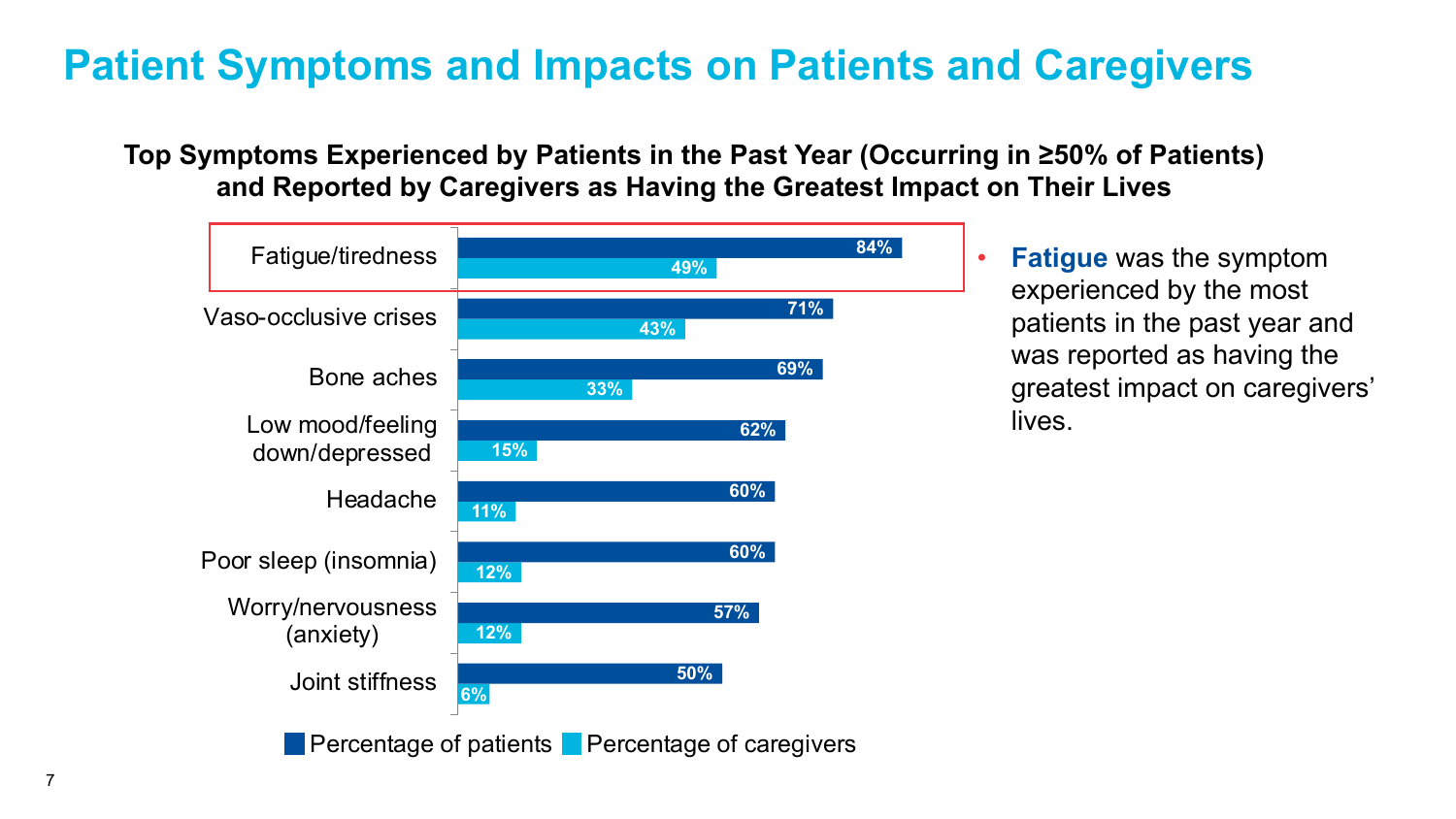# Patient Symptoms and Impacts on Patients and Caregivers

**Top Symptoms Experienced by Patients in the Past Year (Occurring in ≥50% of Patients) and Reported by Caregivers as Having the Greatest Impact on Their Lives**

| Symptom | Percentage of patients | Percentage of caregivers |
| --- | --- | --- |
| Fatigue/tiredness | 84% | 49% |
| Vaso-occlusive crises | 71% | 43% |
| Bone aches | 69% | 33% |
| Low mood/feeling down/depressed | 62% | 15% |
| Headache | 60% | 11% |
| Poor sleep (insomnia) | 60% | 12% |
| Worry/nervousness (anxiety) | 57% | 12% |
| Joint stiffness | 50% | 6% |

- **Fatigue** was the symptom experienced by the most patients in the past year and was reported as having the greatest impact on caregivers' lives.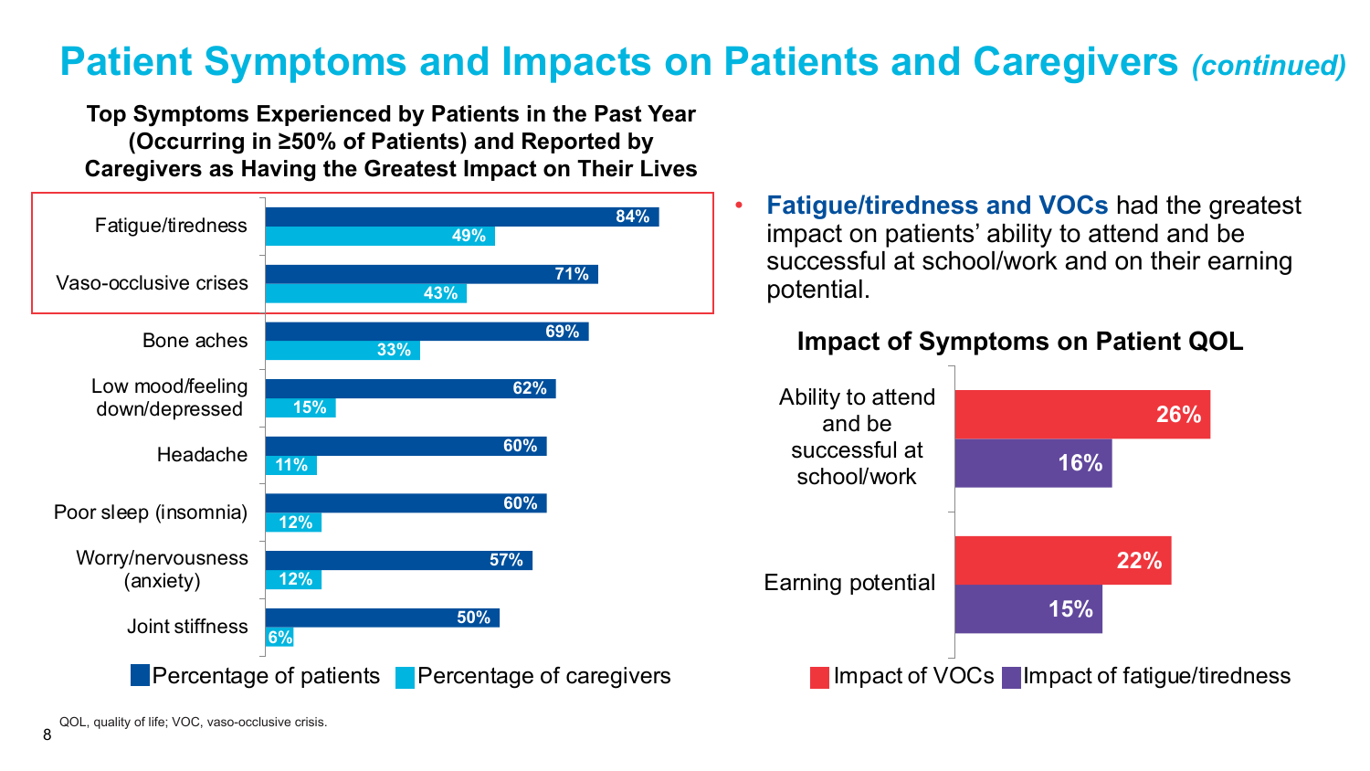# Patient Symptoms and Impacts on Patients and Caregivers *(continued)*

**Top Symptoms Experienced by Patients in the Past Year (Occurring in ≥50% of Patients) and Reported by Caregivers as Having the Greatest Impact on Their Lives**

| Symptom | Percentage of patients | Percentage of caregivers |
|---|---|---|
| Fatigue/tiredness | 84% | 49% |
| Vaso-occlusive crises | 71% | 43% |
| Bone aches | 69% | 33% |
| Low mood/feeling down/depressed | 62% | 15% |
| Headache | 60% | 11% |
| Poor sleep (insomnia) | 60% | 12% |
| Worry/nervousness (anxiety) | 57% | 12% |
| Joint stiffness | 50% | 6% |

- **Fatigue/tiredness and VOCs** had the greatest impact on patients' ability to attend and be successful at school/work and on their earning potential.

**Impact of Symptoms on Patient QOL**

| | Impact of VOCs | Impact of fatigue/tiredness |
|---|---|---|
| Ability to attend and be successful at school/work | 26% | 16% |
| Earning potential | 22% | 15% |

QOL, quality of life; VOC, vaso-occlusive crisis.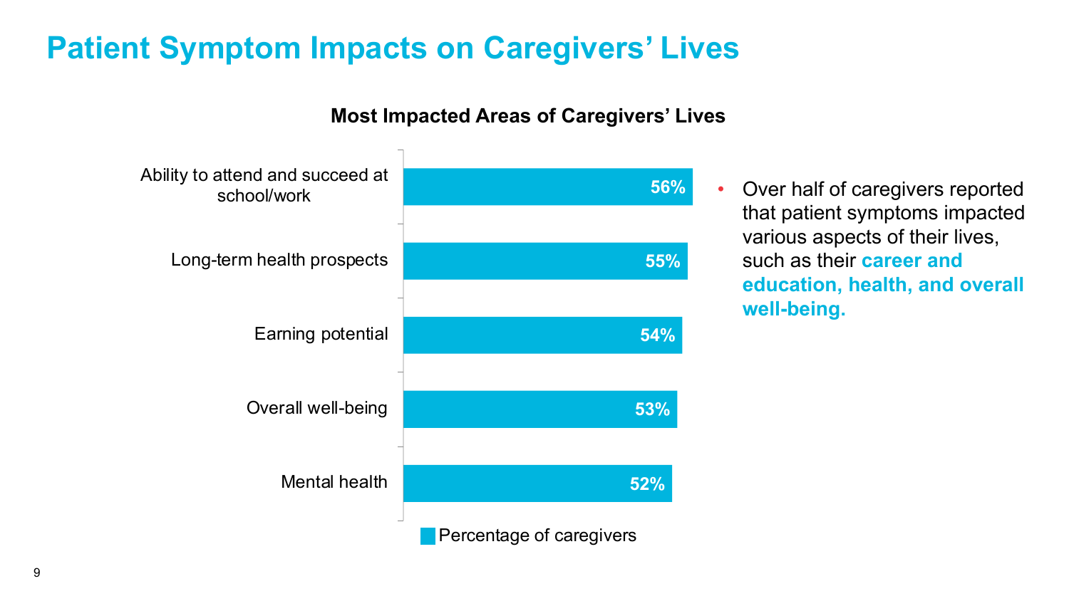# Patient Symptom Impacts on Caregivers' Lives

**Most Impacted Areas of Caregivers' Lives**

| Area | Percentage of caregivers |
| --- | --- |
| Ability to attend and succeed at school/work | 56% |
| Long-term health prospects | 55% |
| Earning potential | 54% |
| Overall well-being | 53% |
| Mental health | 52% |

- Over half of caregivers reported that patient symptoms impacted various aspects of their lives, such as their **career and education, health, and overall well-being.**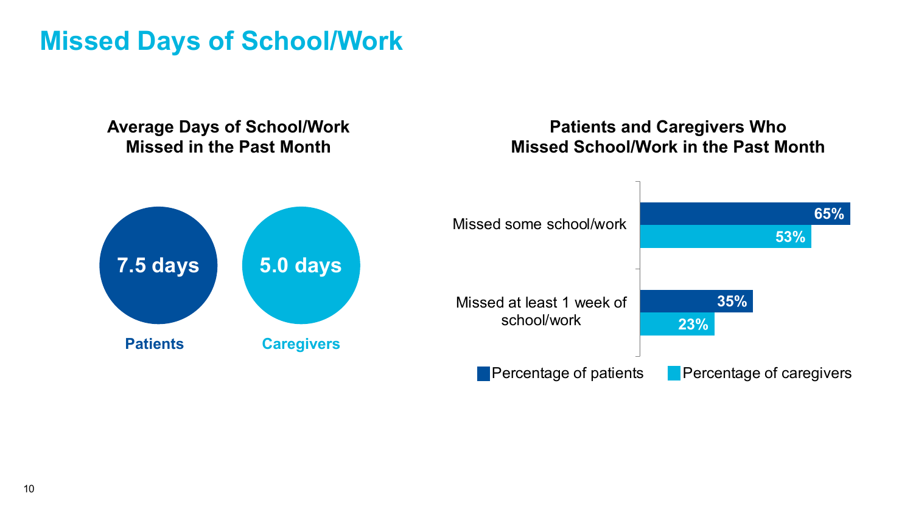# Missed Days of School/Work

## Average Days of School/Work Missed in the Past Month

| Patients | Caregivers |
| --- | --- |
| 7.5 days | 5.0 days |

## Patients and Caregivers Who Missed School/Work in the Past Month

| | Percentage of patients | Percentage of caregivers |
| --- | --- | --- |
| Missed some school/work | 65% | 53% |
| Missed at least 1 week of school/work | 35% | 23% |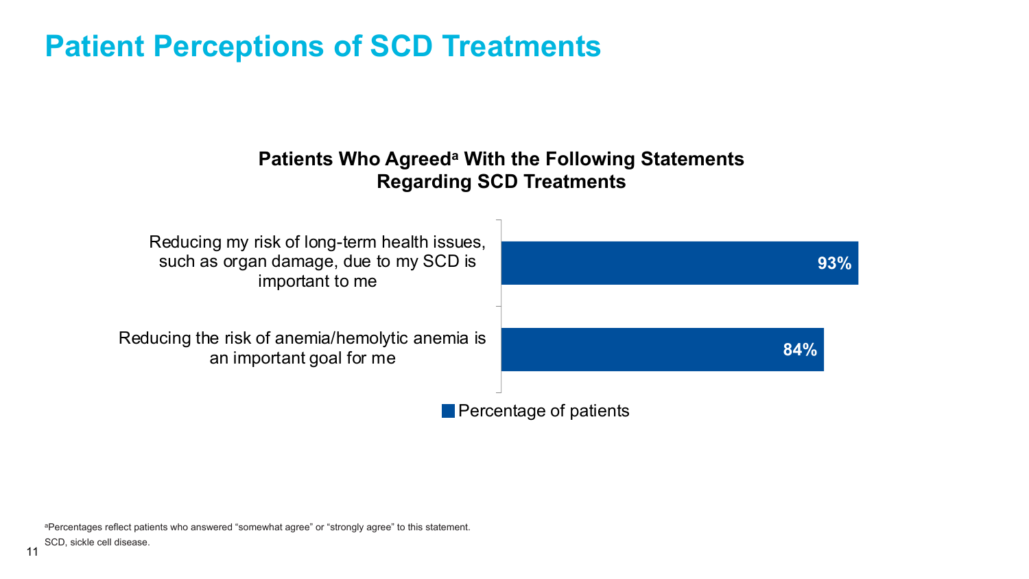# Patient Perceptions of SCD Treatments

**Patients Who Agreed[a] With the Following Statements Regarding SCD Treatments**

| Statement | Percentage of patients |
| --- | --- |
| Reducing my risk of long-term health issues, such as organ damage, due to my SCD is important to me | 93% |
| Reducing the risk of anemia/hemolytic anemia is an important goal for me | 84% |

[a]Percentages reflect patients who answered "somewhat agree" or "strongly agree" to this statement.

SCD, sickle cell disease.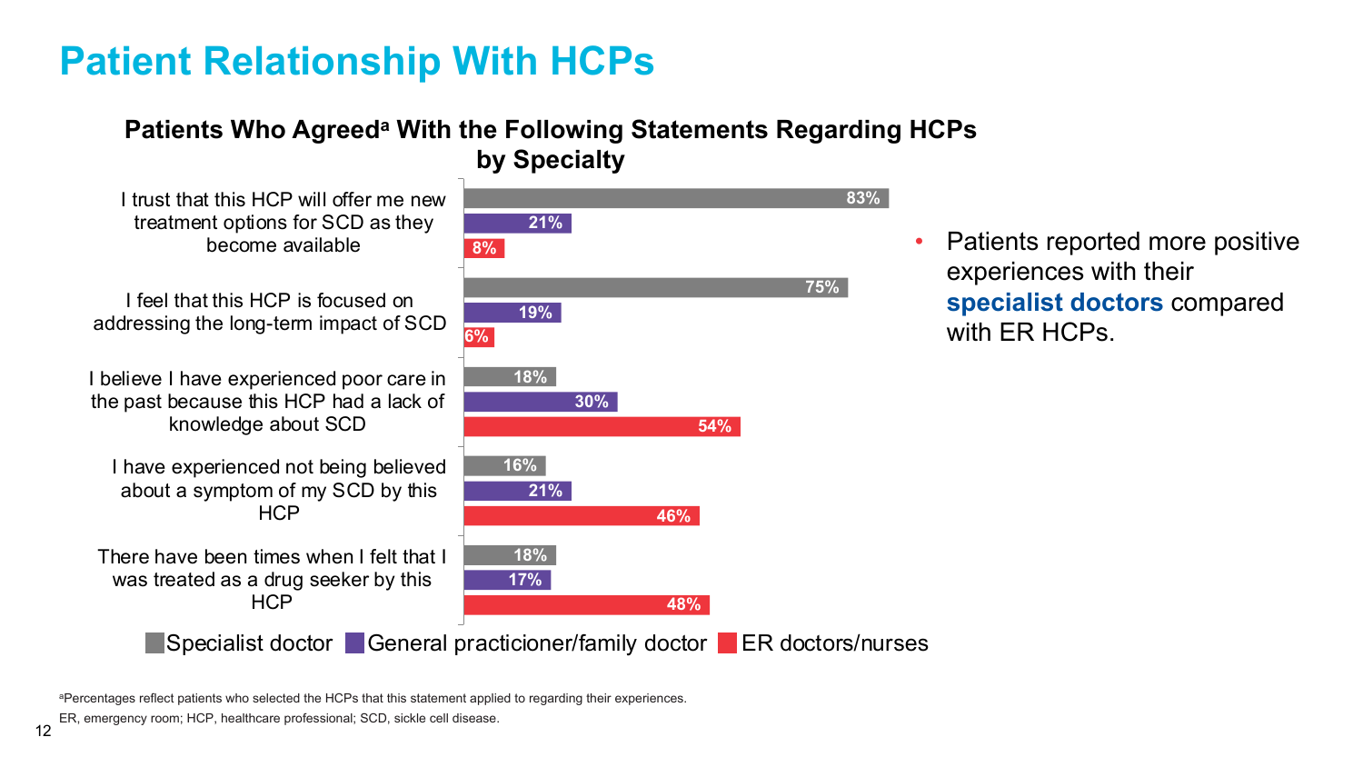# Patient Relationship With HCPs

### Patients Who Agreed[a] With the Following Statements Regarding HCPs by Specialty

| Statement | Specialist doctor | General practicioner/family doctor | ER doctors/nurses |
| --- | --- | --- | --- |
| I trust that this HCP will offer me new treatment options for SCD as they become available | 83% | 21% | 8% |
| I feel that this HCP is focused on addressing the long-term impact of SCD | 75% | 19% | 6% |
| I believe I have experienced poor care in the past because this HCP had a lack of knowledge about SCD | 18% | 30% | 54% |
| I have experienced not being believed about a symptom of my SCD by this HCP | 16% | 21% | 46% |
| There have been times when I felt that I was treated as a drug seeker by this HCP | 18% | 17% | 48% |

- Patients reported more positive experiences with their **specialist doctors** compared with ER HCPs.

[a]Percentages reflect patients who selected the HCPs that this statement applied to regarding their experiences.

ER, emergency room; HCP, healthcare professional; SCD, sickle cell disease.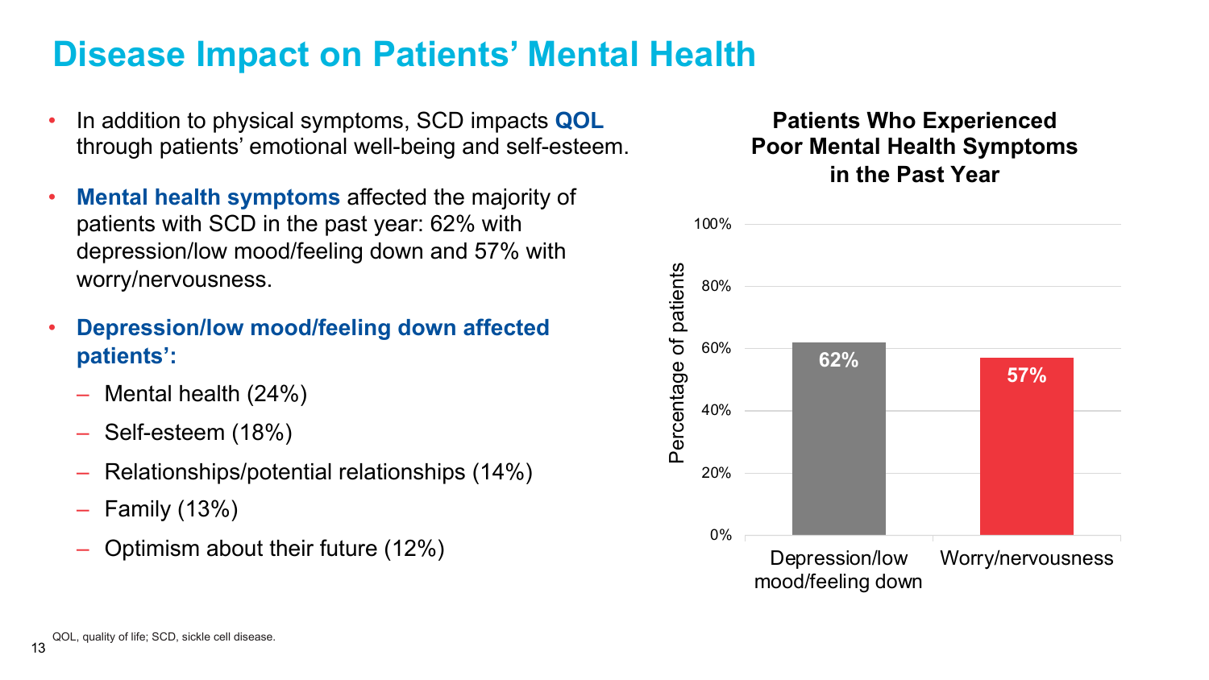# Disease Impact on Patients' Mental Health

- In addition to physical symptoms, SCD impacts **QOL** through patients' emotional well-being and self-esteem.
- **Mental health symptoms** affected the majority of patients with SCD in the past year: 62% with depression/low mood/feeling down and 57% with worry/nervousness.
- **Depression/low mood/feeling down affected patients':**
  - Mental health (24%)
  - Self-esteem (18%)
  - Relationships/potential relationships (14%)
  - Family (13%)
  - Optimism about their future (12%)

**Patients Who Experienced Poor Mental Health Symptoms in the Past Year**

| Symptom | Percentage of patients |
| --- | --- |
| Depression/low mood/feeling down | 62% |
| Worry/nervousness | 57% |

QOL, quality of life; SCD, sickle cell disease.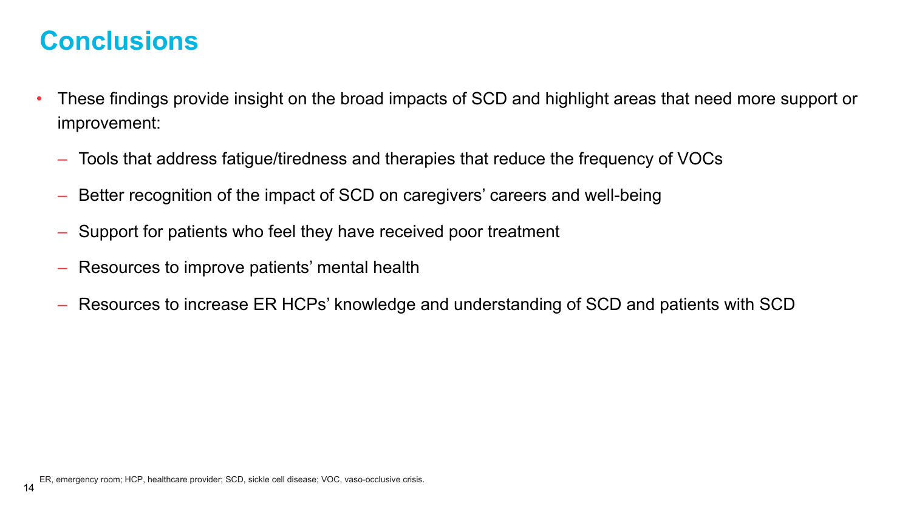# Conclusions

- These findings provide insight on the broad impacts of SCD and highlight areas that need more support or improvement:
  - Tools that address fatigue/tiredness and therapies that reduce the frequency of VOCs
  - Better recognition of the impact of SCD on caregivers' careers and well-being
  - Support for patients who feel they have received poor treatment
  - Resources to improve patients' mental health
  - Resources to increase ER HCPs' knowledge and understanding of SCD and patients with SCD

ER, emergency room; HCP, healthcare provider; SCD, sickle cell disease; VOC, vaso-occlusive crisis.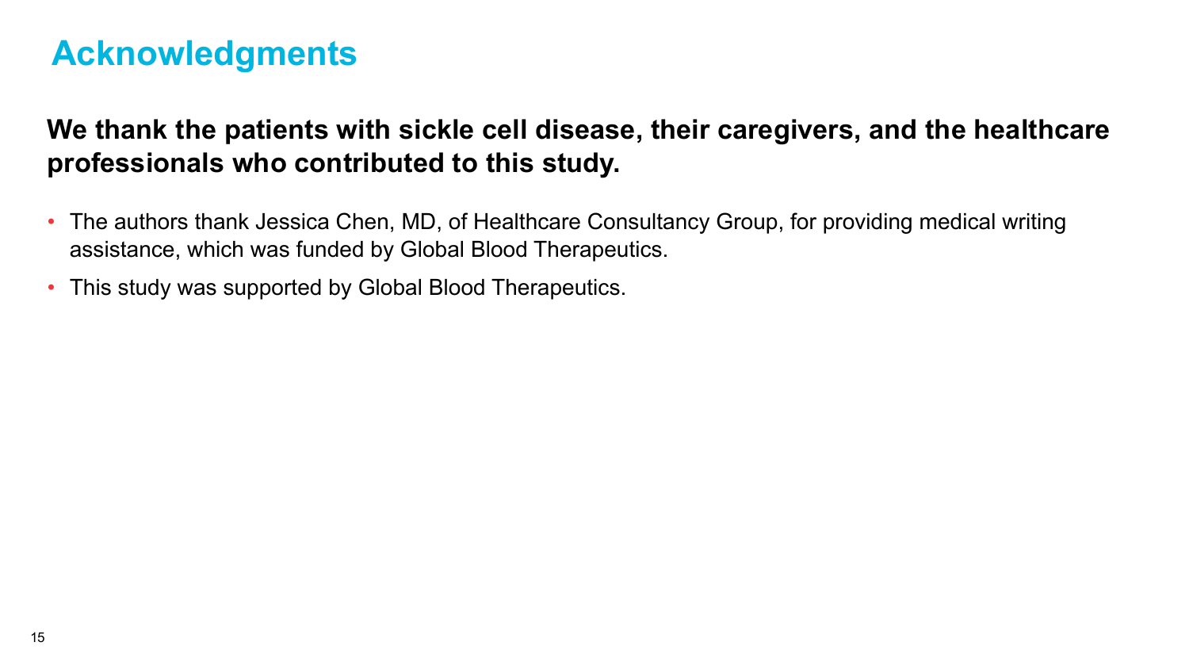# Acknowledgments

**We thank the patients with sickle cell disease, their caregivers, and the healthcare professionals who contributed to this study.**

- The authors thank Jessica Chen, MD, of Healthcare Consultancy Group, for providing medical writing assistance, which was funded by Global Blood Therapeutics.
- This study was supported by Global Blood Therapeutics.